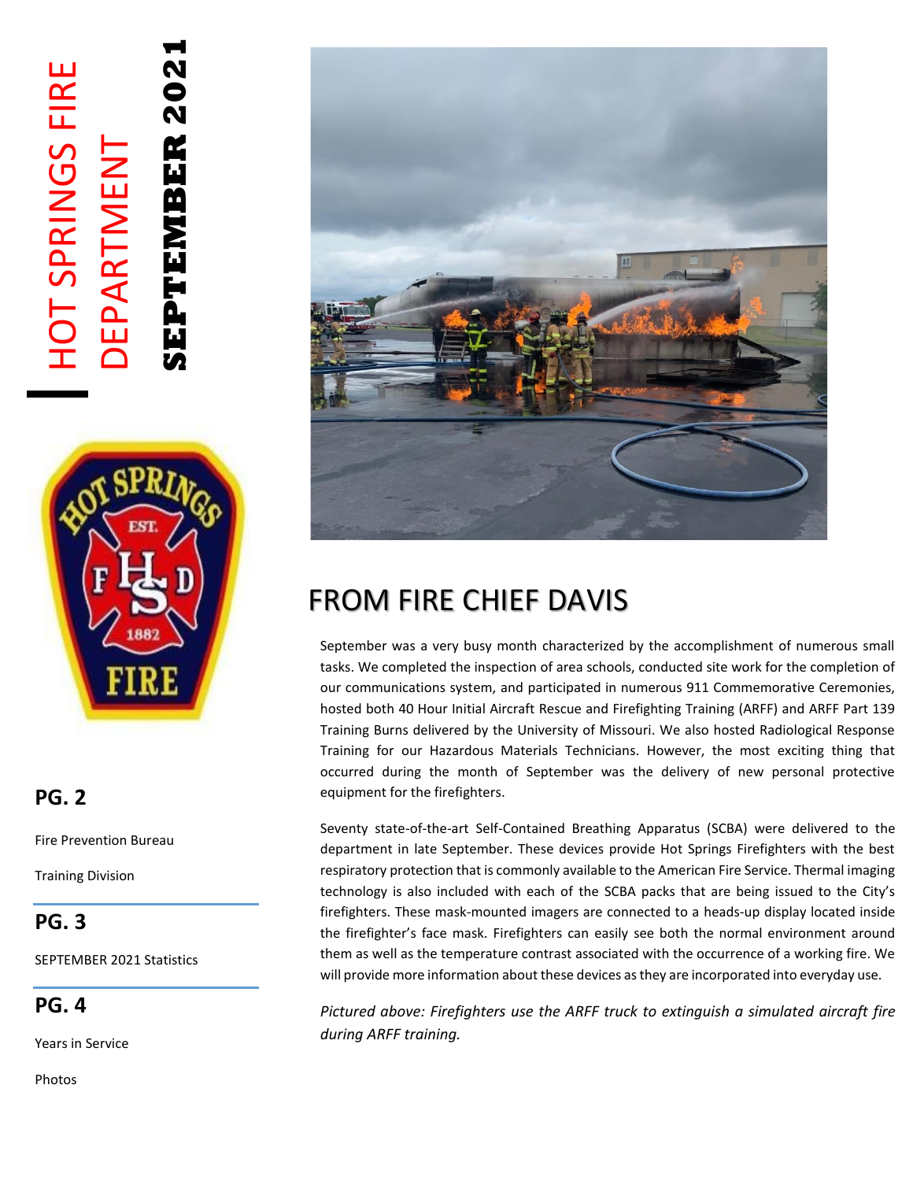# HOT SPRINGS FIRE DEPARTMENT

**SEPTEMBER 2021**

**PG. 2**

Fire Prevention Bureau

Training Division

**PG. 3**

SEPTEMBER 2021 Statistics

**PG. 4**

Years in Service

Photos

## FROM FIRE CHIEF DAVIS

September was a very busy month characterized by the accomplishment of numerous small tasks. We completed the inspection of area schools, conducted site work for the completion of our communications system, and participated in numerous 911 Commemorative Ceremonies, hosted both 40 Hour Initial Aircraft Rescue and Firefighting Training (ARFF) and ARFF Part 139 Training Burns delivered by the University of Missouri. We also hosted Radiological Response Training for our Hazardous Materials Technicians. However, the most exciting thing that occurred during the month of September was the delivery of new personal protective equipment for the firefighters.

Seventy state-of-the-art Self-Contained Breathing Apparatus (SCBA) were delivered to the department in late September. These devices provide Hot Springs Firefighters with the best respiratory protection that is commonly available to the American Fire Service. Thermal imaging technology is also included with each of the SCBA packs that are being issued to the City's firefighters. These mask-mounted imagers are connected to a heads-up display located inside the firefighter's face mask. Firefighters can easily see both the normal environment around them as well as the temperature contrast associated with the occurrence of a working fire. We will provide more information about these devices as they are incorporated into everyday use.

*Pictured above: Firefighters use the ARFF truck to extinguish a simulated aircraft fire during ARFF training.*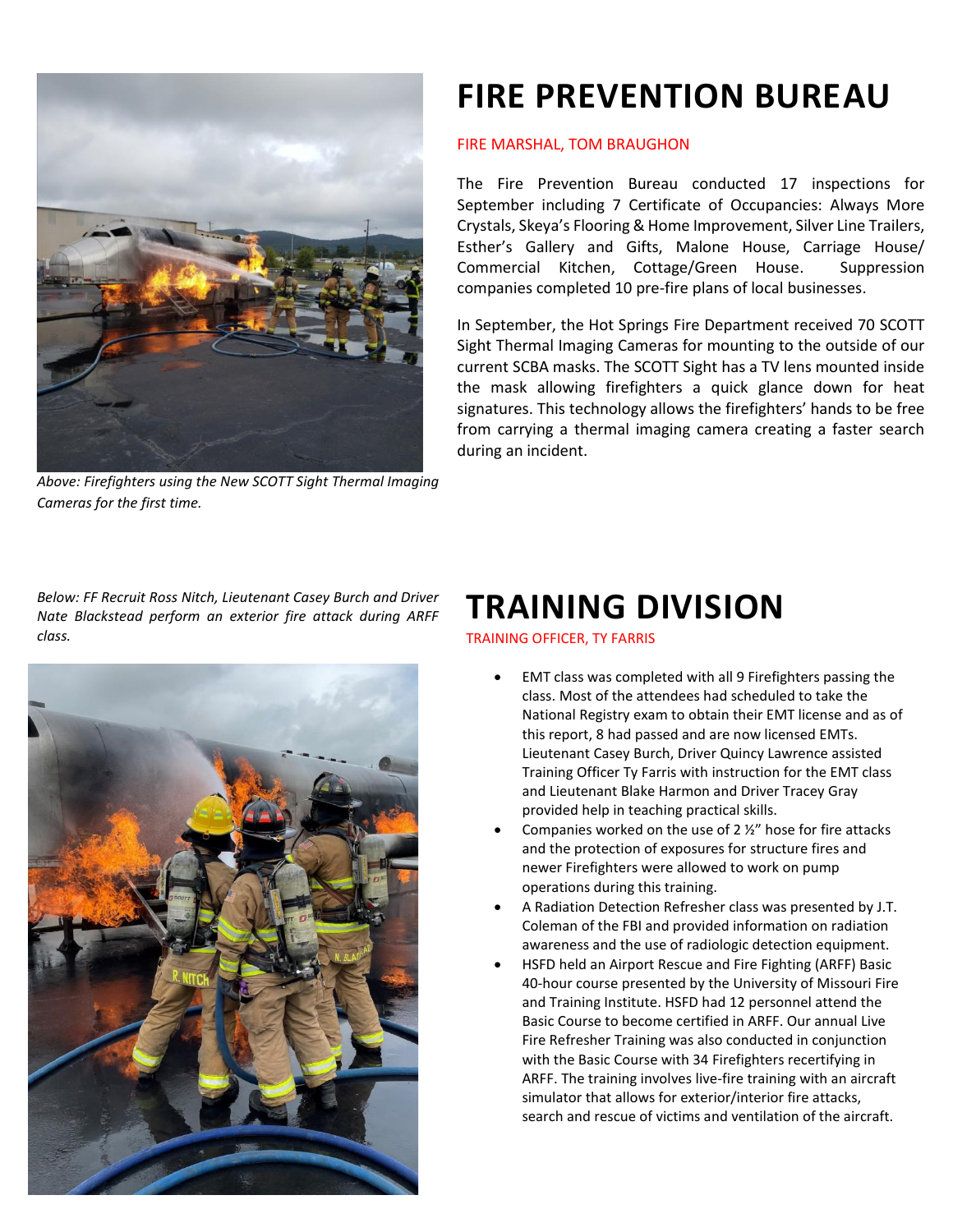# FIRE PREVENTION BUREAU

FIRE MARSHAL, TOM BRAUGHON

The Fire Prevention Bureau conducted 17 inspections for September including 7 Certificate of Occupancies: Always More Crystals, Skeya's Flooring & Home Improvement, Silver Line Trailers, Esther's Gallery and Gifts, Malone House, Carriage House/ Commercial Kitchen, Cottage/Green House. Suppression companies completed 10 pre-fire plans of local businesses.

In September, the Hot Springs Fire Department received 70 SCOTT Sight Thermal Imaging Cameras for mounting to the outside of our current SCBA masks. The SCOTT Sight has a TV lens mounted inside the mask allowing firefighters a quick glance down for heat signatures. This technology allows the firefighters' hands to be free from carrying a thermal imaging camera creating a faster search during an incident.

*Above: Firefighters using the New SCOTT Sight Thermal Imaging Cameras for the first time.*

*Below: FF Recruit Ross Nitch, Lieutenant Casey Burch and Driver Nate Blackstead perform an exterior fire attack during ARFF class.*

# TRAINING DIVISION

TRAINING OFFICER, TY FARRIS

- EMT class was completed with all 9 Firefighters passing the class. Most of the attendees had scheduled to take the National Registry exam to obtain their EMT license and as of this report, 8 had passed and are now licensed EMTs. Lieutenant Casey Burch, Driver Quincy Lawrence assisted Training Officer Ty Farris with instruction for the EMT class and Lieutenant Blake Harmon and Driver Tracey Gray provided help in teaching practical skills.
- Companies worked on the use of 2 ½" hose for fire attacks and the protection of exposures for structure fires and newer Firefighters were allowed to work on pump operations during this training.
- A Radiation Detection Refresher class was presented by J.T. Coleman of the FBI and provided information on radiation awareness and the use of radiologic detection equipment.
- HSFD held an Airport Rescue and Fire Fighting (ARFF) Basic 40-hour course presented by the University of Missouri Fire and Training Institute. HSFD had 12 personnel attend the Basic Course to become certified in ARFF. Our annual Live Fire Refresher Training was also conducted in conjunction with the Basic Course with 34 Firefighters recertifying in ARFF. The training involves live-fire training with an aircraft simulator that allows for exterior/interior fire attacks, search and rescue of victims and ventilation of the aircraft.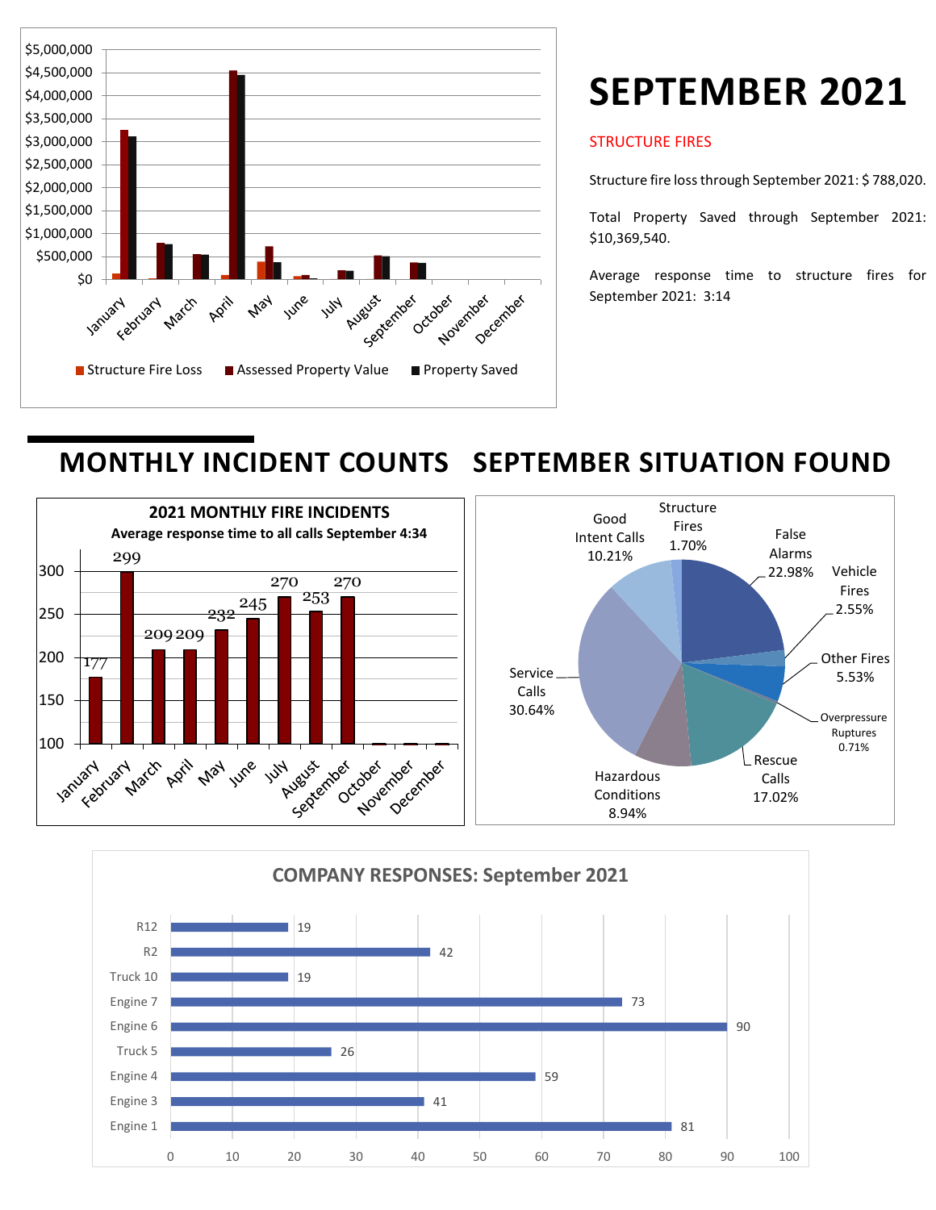# SEPTEMBER 2021

STRUCTURE FIRES

Structure fire loss through September 2021: $ 788,020.

Total Property Saved through September 2021: $10,369,540.

Average response time to structure fires for September 2021: 3:14

## MONTHLY INCIDENT COUNTS

**2021 MONTHLY FIRE INCIDENTS**

**Average response time to all calls September 4:34**

| Month | Incidents |
|---|---|
| January | 177 |
| February | 299 |
| March | 209 |
| April | 209 |
| May | 232 |
| June | 245 |
| July | 270 |
| August | 253 |
| September | 270 |

## SEPTEMBER SITUATION FOUND

| Situation | Percent |
|---|---|
| False Alarms | 22.98% |
| Vehicle Fires | 2.55% |
| Other Fires | 5.53% |
| Overpressure Ruptures | 0.71% |
| Rescue Calls | 17.02% |
| Hazardous Conditions | 8.94% |
| Service Calls | 30.64% |
| Good Intent Calls | 10.21% |
| Structure Fires | 1.70% |

**COMPANY RESPONSES: September 2021**

| Company | Responses |
|---|---|
| R12 | 19 |
| R2 | 42 |
| Truck 10 | 19 |
| Engine 7 | 73 |
| Engine 6 | 90 |
| Truck 5 | 26 |
| Engine 4 | 59 |
| Engine 3 | 41 |
| Engine 1 | 81 |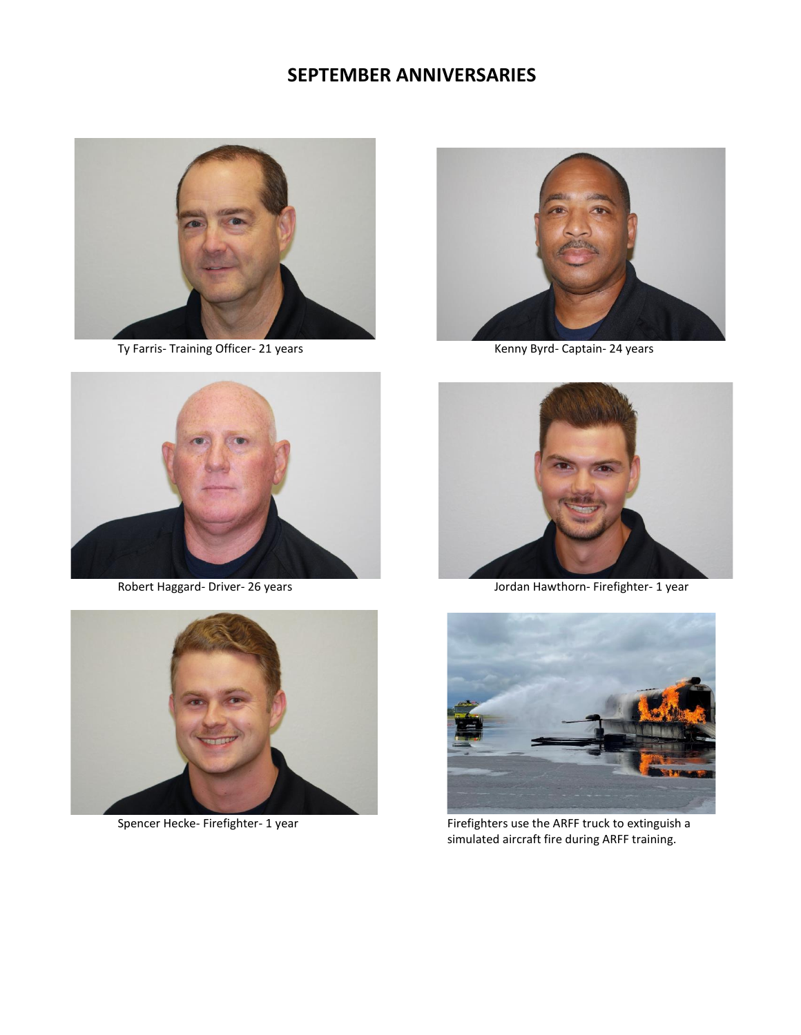# SEPTEMBER ANNIVERSARIES

Ty Farris- Training Officer- 21 years

Kenny Byrd- Captain- 24 years

Robert Haggard- Driver- 26 years

Jordan Hawthorn- Firefighter- 1 year

Spencer Hecke- Firefighter- 1 year

Firefighters use the ARFF truck to extinguish a simulated aircraft fire during ARFF training.